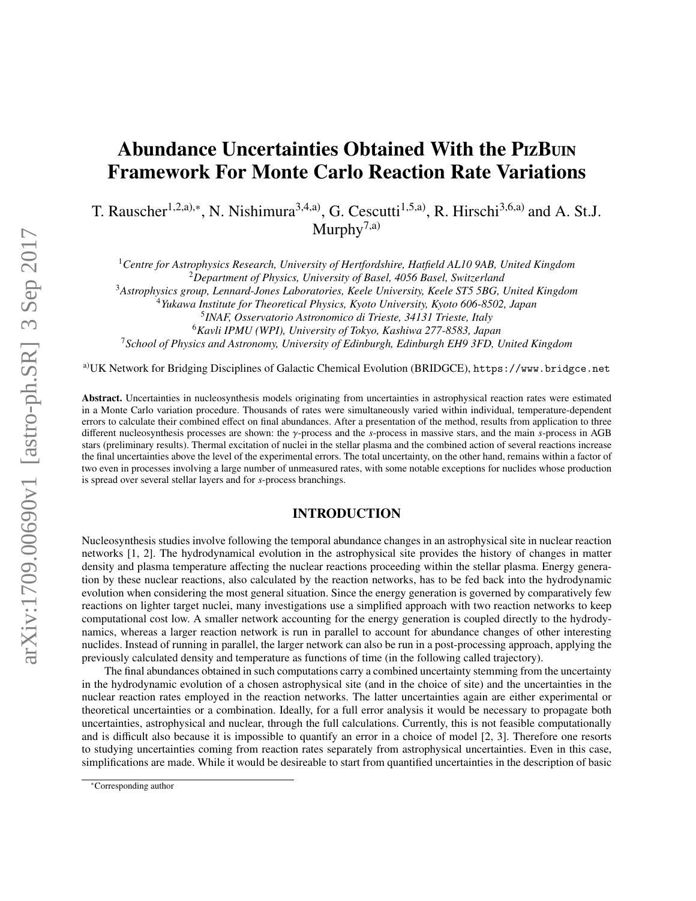# Abundance Uncertainties Obtained With the PizBuin Framework For Monte Carlo Reaction Rate Variations

T. Rauscher[1,2,a),*], N. Nishimura[3,4,a)], G. Cescutti[1,5,a)], R. Hirschi[3,6,a)] and A. St.J. Murphy[7,a)]

[1]*Centre for Astrophysics Research, University of Hertfordshire, Hatfield AL10 9AB, United Kingdom*
[2]*Department of Physics, University of Basel, 4056 Basel, Switzerland*
[3]*Astrophysics group, Lennard-Jones Laboratories, Keele University, Keele ST5 5BG, United Kingdom*
[4]*Yukawa Institute for Theoretical Physics, Kyoto University, Kyoto 606-8502, Japan*
[5]*INAF, Osservatorio Astronomico di Trieste, 34131 Trieste, Italy*
[6]*Kavli IPMU (WPI), University of Tokyo, Kashiwa 277-8583, Japan*
[7]*School of Physics and Astronomy, University of Edinburgh, Edinburgh EH9 3FD, United Kingdom*

[a)]UK Network for Bridging Disciplines of Galactic Chemical Evolution (BRIDGCE), `https://www.bridgce.net`

**Abstract.** Uncertainties in nucleosynthesis models originating from uncertainties in astrophysical reaction rates were estimated in a Monte Carlo variation procedure. Thousands of rates were simultaneously varied within individual, temperature-dependent errors to calculate their combined effect on final abundances. After a presentation of the method, results from application to three different nucleosynthesis processes are shown: the $\gamma$-process and the *s*-process in massive stars, and the main *s*-process in AGB stars (preliminary results). Thermal excitation of nuclei in the stellar plasma and the combined action of several reactions increase the final uncertainties above the level of the experimental errors. The total uncertainty, on the other hand, remains within a factor of two even in processes involving a large number of unmeasured rates, with some notable exceptions for nuclides whose production is spread over several stellar layers and for *s*-process branchings.

## INTRODUCTION

Nucleosynthesis studies involve following the temporal abundance changes in an astrophysical site in nuclear reaction networks [1, 2]. The hydrodynamical evolution in the astrophysical site provides the history of changes in matter density and plasma temperature affecting the nuclear reactions proceeding within the stellar plasma. Energy generation by these nuclear reactions, also calculated by the reaction networks, has to be fed back into the hydrodynamic evolution when considering the most general situation. Since the energy generation is governed by comparatively few reactions on lighter target nuclei, many investigations use a simplified approach with two reaction networks to keep computational cost low. A smaller network accounting for the energy generation is coupled directly to the hydrodynamics, whereas a larger reaction network is run in parallel to account for abundance changes of other interesting nuclides. Instead of running in parallel, the larger network can also be run in a post-processing approach, applying the previously calculated density and temperature as functions of time (in the following called trajectory).

The final abundances obtained in such computations carry a combined uncertainty stemming from the uncertainty in the hydrodynamic evolution of a chosen astrophysical site (and in the choice of site) and the uncertainties in the nuclear reaction rates employed in the reaction networks. The latter uncertainties again are either experimental or theoretical uncertainties or a combination. Ideally, for a full error analysis it would be necessary to propagate both uncertainties, astrophysical and nuclear, through the full calculations. Currently, this is not feasible computationally and is difficult also because it is impossible to quantify an error in a choice of model [2, 3]. Therefore one resorts to studying uncertainties coming from reaction rates separately from astrophysical uncertainties. Even in this case, simplifications are made. While it would be desireable to start from quantified uncertainties in the description of basic

*Corresponding author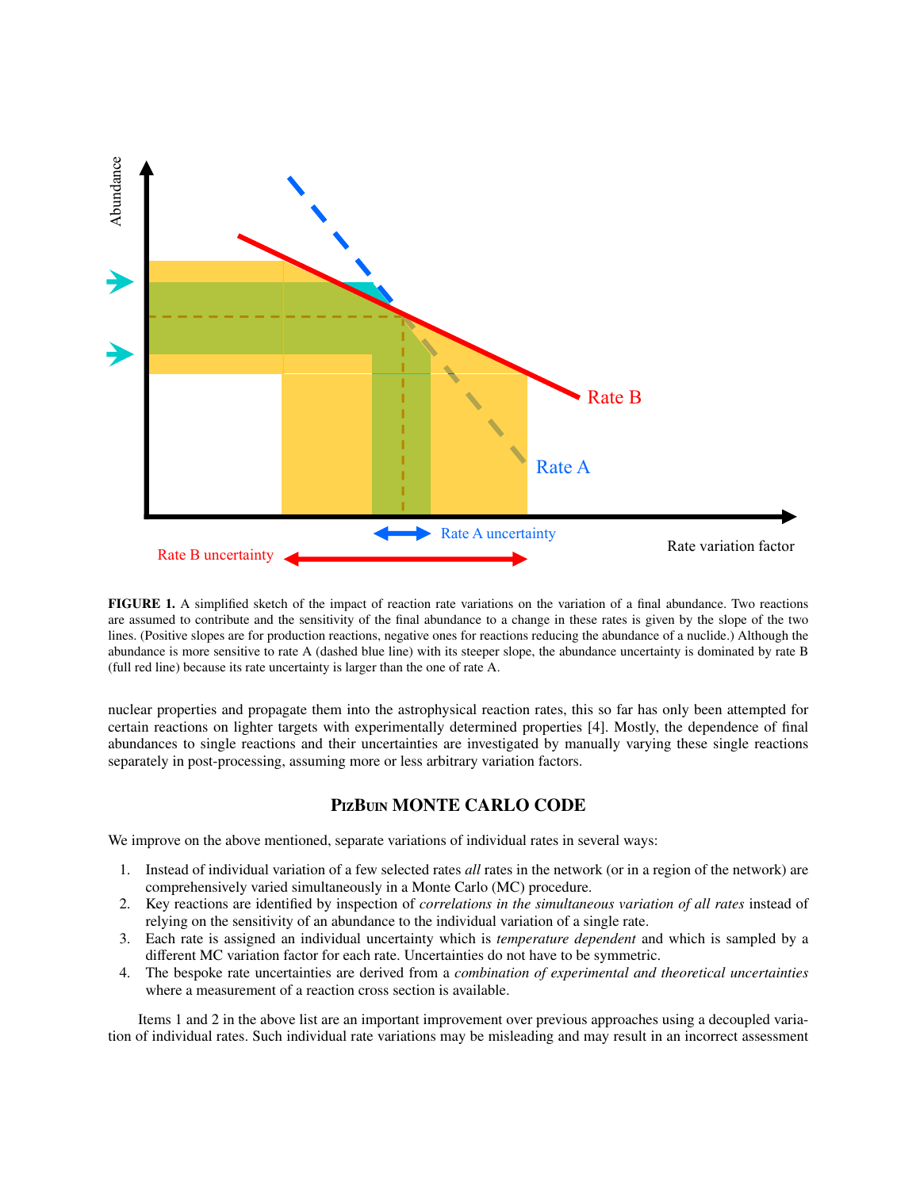**FIGURE 1.** A simplified sketch of the impact of reaction rate variations on the variation of a final abundance. Two reactions are assumed to contribute and the sensitivity of the final abundance to a change in these rates is given by the slope of the two lines. (Positive slopes are for production reactions, negative ones for reactions reducing the abundance of a nuclide.) Although the abundance is more sensitive to rate A (dashed blue line) with its steeper slope, the abundance uncertainty is dominated by rate B (full red line) because its rate uncertainty is larger than the one of rate A.

nuclear properties and propagate them into the astrophysical reaction rates, this so far has only been attempted for certain reactions on lighter targets with experimentally determined properties [4]. Mostly, the dependence of final abundances to single reactions and their uncertainties are investigated by manually varying these single reactions separately in post-processing, assuming more or less arbitrary variation factors.

## PizBuin MONTE CARLO CODE

We improve on the above mentioned, separate variations of individual rates in several ways:

1. Instead of individual variation of a few selected rates *all* rates in the network (or in a region of the network) are comprehensively varied simultaneously in a Monte Carlo (MC) procedure.
2. Key reactions are identified by inspection of *correlations in the simultaneous variation of all rates* instead of relying on the sensitivity of an abundance to the individual variation of a single rate.
3. Each rate is assigned an individual uncertainty which is *temperature dependent* and which is sampled by a different MC variation factor for each rate. Uncertainties do not have to be symmetric.
4. The bespoke rate uncertainties are derived from a *combination of experimental and theoretical uncertainties* where a measurement of a reaction cross section is available.

Items 1 and 2 in the above list are an important improvement over previous approaches using a decoupled variation of individual rates. Such individual rate variations may be misleading and may result in an incorrect assessment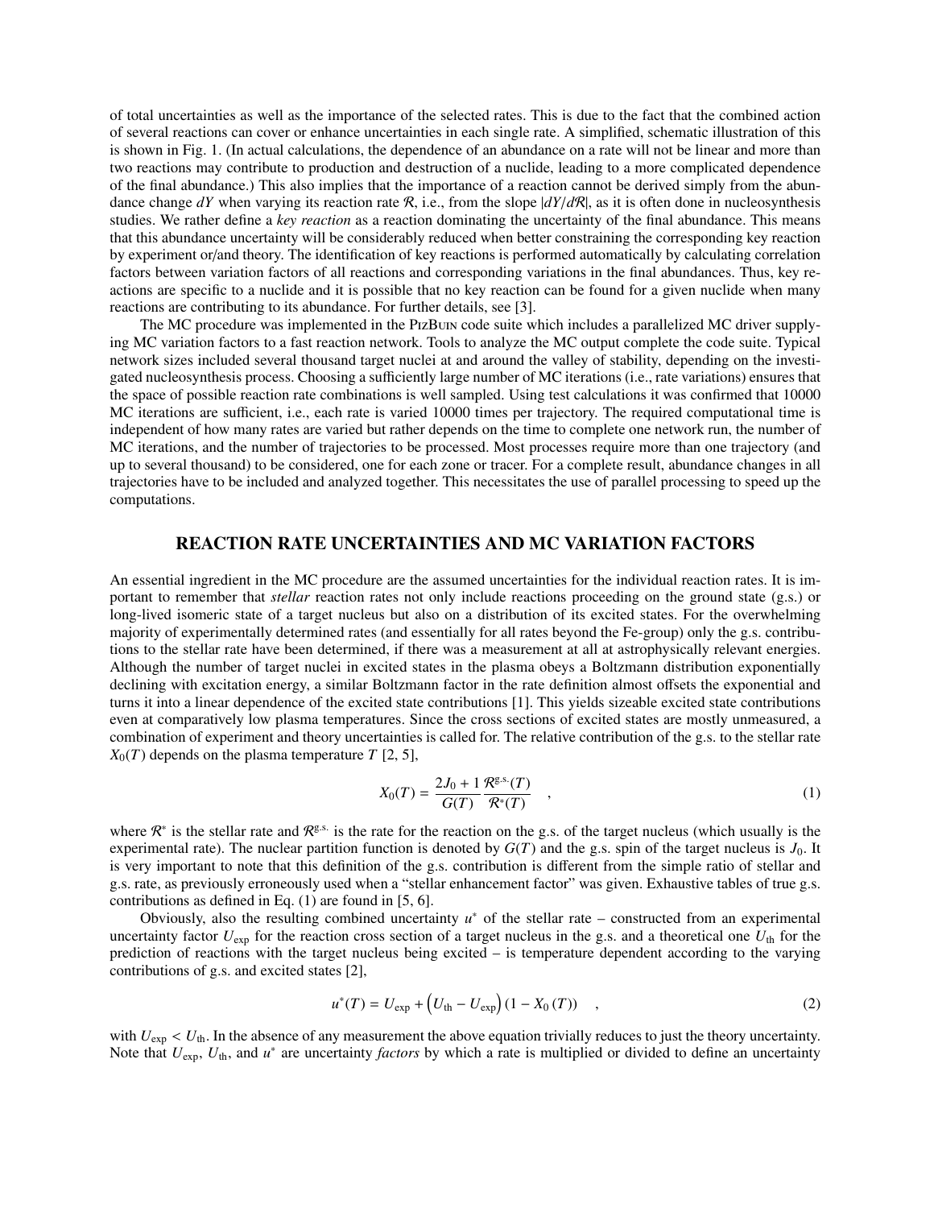of total uncertainties as well as the importance of the selected rates. This is due to the fact that the combined action of several reactions can cover or enhance uncertainties in each single rate. A simplified, schematic illustration of this is shown in Fig. 1. (In actual calculations, the dependence of an abundance on a rate will not be linear and more than two reactions may contribute to production and destruction of a nuclide, leading to a more complicated dependence of the final abundance.) This also implies that the importance of a reaction cannot be derived simply from the abundance change $dY$ when varying its reaction rate $\mathcal{R}$, i.e., from the slope $|dY/d\mathcal{R}|$, as it is often done in nucleosynthesis studies. We rather define a *key reaction* as a reaction dominating the uncertainty of the final abundance. This means that this abundance uncertainty will be considerably reduced when better constraining the corresponding key reaction by experiment or/and theory. The identification of key reactions is performed automatically by calculating correlation factors between variation factors of all reactions and corresponding variations in the final abundances. Thus, key reactions are specific to a nuclide and it is possible that no key reaction can be found for a given nuclide when many reactions are contributing to its abundance. For further details, see [3].

The MC procedure was implemented in the PizBuin code suite which includes a parallelized MC driver supplying MC variation factors to a fast reaction network. Tools to analyze the MC output complete the code suite. Typical network sizes included several thousand target nuclei at and around the valley of stability, depending on the investigated nucleosynthesis process. Choosing a sufficiently large number of MC iterations (i.e., rate variations) ensures that the space of possible reaction rate combinations is well sampled. Using test calculations it was confirmed that 10000 MC iterations are sufficient, i.e., each rate is varied 10000 times per trajectory. The required computational time is independent of how many rates are varied but rather depends on the time to complete one network run, the number of MC iterations, and the number of trajectories to be processed. Most processes require more than one trajectory (and up to several thousand) to be considered, one for each zone or tracer. For a complete result, abundance changes in all trajectories have to be included and analyzed together. This necessitates the use of parallel processing to speed up the computations.

## REACTION RATE UNCERTAINTIES AND MC VARIATION FACTORS

An essential ingredient in the MC procedure are the assumed uncertainties for the individual reaction rates. It is important to remember that *stellar* reaction rates not only include reactions proceeding on the ground state (g.s.) or long-lived isomeric state of a target nucleus but also on a distribution of its excited states. For the overwhelming majority of experimentally determined rates (and essentially for all rates beyond the Fe-group) only the g.s. contributions to the stellar rate have been determined, if there was a measurement at all at astrophysically relevant energies. Although the number of target nuclei in excited states in the plasma obeys a Boltzmann distribution exponentially declining with excitation energy, a similar Boltzmann factor in the rate definition almost offsets the exponential and turns it into a linear dependence of the excited state contributions [1]. This yields sizeable excited state contributions even at comparatively low plasma temperatures. Since the cross sections of excited states are mostly unmeasured, a combination of experiment and theory uncertainties is called for. The relative contribution of the g.s. to the stellar rate $X_0(T)$ depends on the plasma temperature $T$ [2, 5],

$$X_0(T) = \frac{2J_0 + 1}{G(T)} \frac{\mathcal{R}^{\text{g.s.}}(T)}{\mathcal{R}^*(T)} \quad , \tag{1}$$

where $\mathcal{R}^*$ is the stellar rate and $\mathcal{R}^{\text{g.s.}}$ is the rate for the reaction on the g.s. of the target nucleus (which usually is the experimental rate). The nuclear partition function is denoted by $G(T)$ and the g.s. spin of the target nucleus is $J_0$. It is very important to note that this definition of the g.s. contribution is different from the simple ratio of stellar and g.s. rate, as previously erroneously used when a "stellar enhancement factor" was given. Exhaustive tables of true g.s. contributions as defined in Eq. (1) are found in [5, 6].

Obviously, also the resulting combined uncertainty $u^*$ of the stellar rate – constructed from an experimental uncertainty factor $U_{\text{exp}}$ for the reaction cross section of a target nucleus in the g.s. and a theoretical one $U_{\text{th}}$ for the prediction of reactions with the target nucleus being excited – is temperature dependent according to the varying contributions of g.s. and excited states [2],

$$u^*(T) = U_{\text{exp}} + \left(U_{\text{th}} - U_{\text{exp}}\right)\left(1 - X_0\left(T\right)\right) \quad , \tag{2}$$

with $U_{\text{exp}} < U_{\text{th}}$. In the absence of any measurement the above equation trivially reduces to just the theory uncertainty. Note that $U_{\text{exp}}$, $U_{\text{th}}$, and $u^*$ are uncertainty *factors* by which a rate is multiplied or divided to define an uncertainty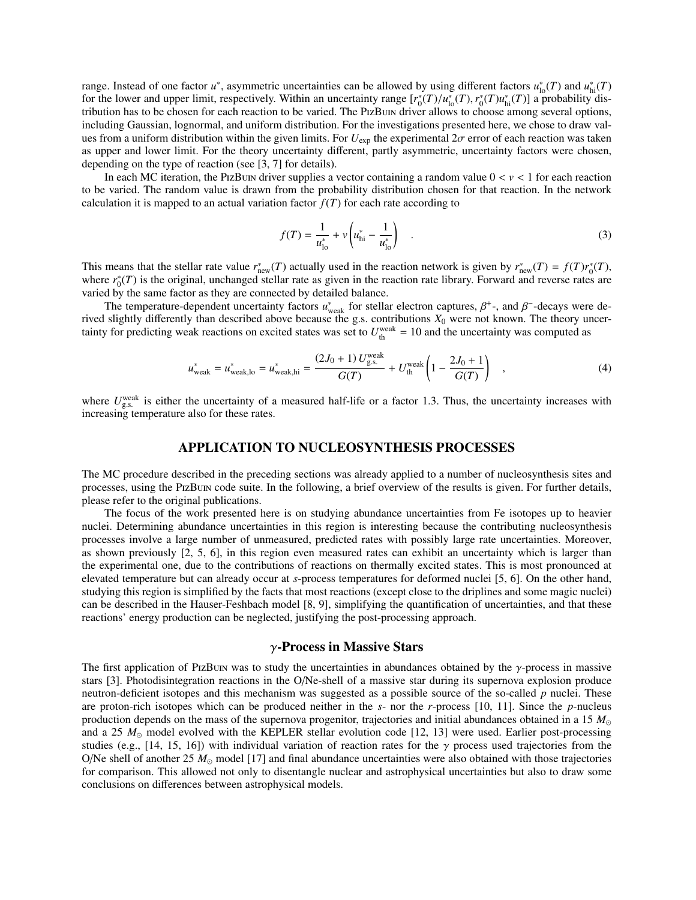range. Instead of one factor $u^*$, asymmetric uncertainties can be allowed by using different factors $u^*_{\mathrm{lo}}(T)$ and $u^*_{\mathrm{hi}}(T)$ for the lower and upper limit, respectively. Within an uncertainty range $[r^*_0(T)/u^*_{\mathrm{lo}}(T), r^*_0(T)u^*_{\mathrm{hi}}(T)]$ a probability distribution has to be chosen for each reaction to be varied. The PizBuin driver allows to choose among several options, including Gaussian, lognormal, and uniform distribution. For the investigations presented here, we chose to draw values from a uniform distribution within the given limits. For $U_{\mathrm{exp}}$ the experimental $2\sigma$ error of each reaction was taken as upper and lower limit. For the theory uncertainty different, partly asymmetric, uncertainty factors were chosen, depending on the type of reaction (see [3, 7] for details).

In each MC iteration, the PizBuin driver supplies a vector containing a random value $0 < v < 1$ for each reaction to be varied. The random value is drawn from the probability distribution chosen for that reaction. In the network calculation it is mapped to an actual variation factor $f(T)$ for each rate according to

$$f(T) = \frac{1}{u^*_{\mathrm{lo}}} + v\left(u^*_{\mathrm{hi}} - \frac{1}{u^*_{\mathrm{lo}}}\right) \quad . \tag{3}$$

This means that the stellar rate value $r^*_{\mathrm{new}}(T)$ actually used in the reaction network is given by $r^*_{\mathrm{new}}(T) = f(T)r^*_0(T)$, where $r^*_0(T)$ is the original, unchanged stellar rate as given in the reaction rate library. Forward and reverse rates are varied by the same factor as they are connected by detailed balance.

The temperature-dependent uncertainty factors $u^*_{\mathrm{weak}}$ for stellar electron captures, $\beta^+$-, and $\beta^-$-decays were derived slightly differently than described above because the g.s. contributions $X_0$ were not known. The theory uncertainty for predicting weak reactions on excited states was set to $U^{\mathrm{weak}}_{\mathrm{th}} = 10$ and the uncertainty was computed as

$$u^*_{\mathrm{weak}} = u^*_{\mathrm{weak,lo}} = u^*_{\mathrm{weak,hi}} = \frac{(2J_0+1)\,U^{\mathrm{weak}}_{\mathrm{g.s.}}}{G(T)} + U^{\mathrm{weak}}_{\mathrm{th}}\left(1 - \frac{2J_0+1}{G(T)}\right) \quad , \tag{4}$$

where $U^{\mathrm{weak}}_{\mathrm{g.s.}}$ is either the uncertainty of a measured half-life or a factor 1.3. Thus, the uncertainty increases with increasing temperature also for these rates.

## APPLICATION TO NUCLEOSYNTHESIS PROCESSES

The MC procedure described in the preceding sections was already applied to a number of nucleosynthesis sites and processes, using the PizBuin code suite. In the following, a brief overview of the results is given. For further details, please refer to the original publications.

The focus of the work presented here is on studying abundance uncertainties from Fe isotopes up to heavier nuclei. Determining abundance uncertainties in this region is interesting because the contributing nucleosynthesis processes involve a large number of unmeasured, predicted rates with possibly large rate uncertainties. Moreover, as shown previously [2, 5, 6], in this region even measured rates can exhibit an uncertainty which is larger than the experimental one, due to the contributions of reactions on thermally excited states. This is most pronounced at elevated temperature but can already occur at *s*-process temperatures for deformed nuclei [5, 6]. On the other hand, studying this region is simplified by the facts that most reactions (except close to the driplines and some magic nuclei) can be described in the Hauser-Feshbach model [8, 9], simplifying the quantification of uncertainties, and that these reactions' energy production can be neglected, justifying the post-processing approach.

### $\gamma$-Process in Massive Stars

The first application of PizBuin was to study the uncertainties in abundances obtained by the $\gamma$-process in massive stars [3]. Photodisintegration reactions in the O/Ne-shell of a massive star during its supernova explosion produce neutron-deficient isotopes and this mechanism was suggested as a possible source of the so-called *p* nuclei. These are proton-rich isotopes which can be produced neither in the *s*- nor the *r*-process [10, 11]. Since the *p*-nucleus production depends on the mass of the supernova progenitor, trajectories and initial abundances obtained in a 15 $M_\odot$ and a 25 $M_\odot$ model evolved with the KEPLER stellar evolution code [12, 13] were used. Earlier post-processing studies (e.g., [14, 15, 16]) with individual variation of reaction rates for the $\gamma$ process used trajectories from the O/Ne shell of another 25 $M_\odot$ model [17] and final abundance uncertainties were also obtained with those trajectories for comparison. This allowed not only to disentangle nuclear and astrophysical uncertainties but also to draw some conclusions on differences between astrophysical models.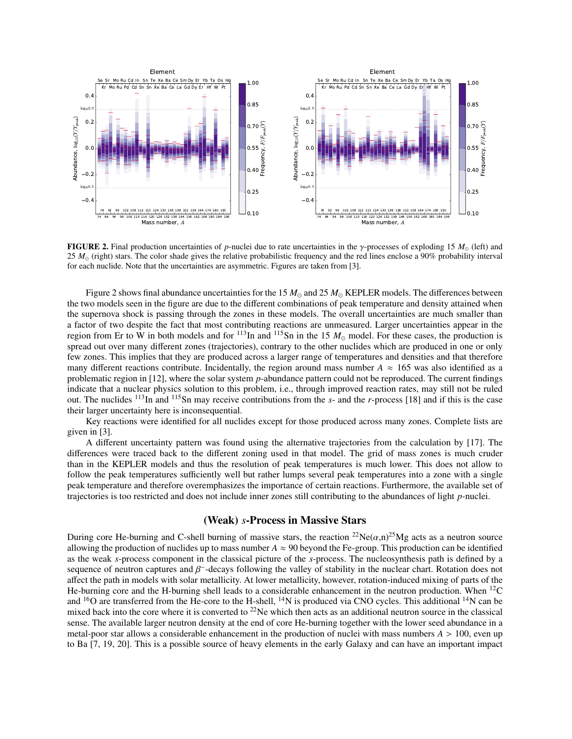**FIGURE 2.** Final production uncertainties of $p$-nuclei due to rate uncertainties in the $\gamma$-processes of exploding 15 $M_\odot$ (left) and 25 $M_\odot$ (right) stars. The color shade gives the relative probabilistic frequency and the red lines enclose a 90% probability interval for each nuclide. Note that the uncertainties are asymmetric. Figures are taken from [3].

Figure 2 shows final abundance uncertainties for the 15 $M_\odot$ and 25 $M_\odot$ KEPLER models. The differences between the two models seen in the figure are due to the different combinations of peak temperature and density attained when the supernova shock is passing through the zones in these models. The overall uncertainties are much smaller than a factor of two despite the fact that most contributing reactions are unmeasured. Larger uncertainties appear in the region from Er to W in both models and for $^{113}$In and $^{115}$Sn in the 15 $M_\odot$ model. For these cases, the production is spread out over many different zones (trajectories), contrary to the other nuclides which are produced in one or only few zones. This implies that they are produced across a larger range of temperatures and densities and that therefore many different reactions contribute. Incidentally, the region around mass number $A \approx 165$ was also identified as a problematic region in [12], where the solar system $p$-abundance pattern could not be reproduced. The current findings indicate that a nuclear physics solution to this problem, i.e., through improved reaction rates, may still not be ruled out. The nuclides $^{113}$In and $^{115}$Sn may receive contributions from the $s$- and the $r$-process [18] and if this is the case their larger uncertainty here is inconsequential.

Key reactions were identified for all nuclides except for those produced across many zones. Complete lists are given in [3].

A different uncertainty pattern was found using the alternative trajectories from the calculation by [17]. The differences were traced back to the different zoning used in that model. The grid of mass zones is much cruder than in the KEPLER models and thus the resolution of peak temperatures is much lower. This does not allow to follow the peak temperatures sufficiently well but rather lumps several peak temperatures into a zone with a single peak temperature and therefore overemphasizes the importance of certain reactions. Furthermore, the available set of trajectories is too restricted and does not include inner zones still contributing to the abundances of light $p$-nuclei.

## (Weak) *s*-Process in Massive Stars

During core He-burning and C-shell burning of massive stars, the reaction $^{22}$Ne($\alpha$,n)$^{25}$Mg acts as a neutron source allowing the production of nuclides up to mass number $A \approx 90$ beyond the Fe-group. This production can be identified as the weak $s$-process component in the classical picture of the $s$-process. The nucleosynthesis path is defined by a sequence of neutron captures and $\beta^-$-decays following the valley of stability in the nuclear chart. Rotation does not affect the path in models with solar metallicity. At lower metallicity, however, rotation-induced mixing of parts of the He-burning core and the H-burning shell leads to a considerable enhancement in the neutron production. When $^{12}$C and $^{16}$O are transferred from the He-core to the H-shell, $^{14}$N is produced via CNO cycles. This additional $^{14}$N can be mixed back into the core where it is converted to $^{22}$Ne which then acts as an additional neutron source in the classical sense. The available larger neutron density at the end of core He-burning together with the lower seed abundance in a metal-poor star allows a considerable enhancement in the production of nuclei with mass numbers $A > 100$, even up to Ba [7, 19, 20]. This is a possible source of heavy elements in the early Galaxy and can have an important impact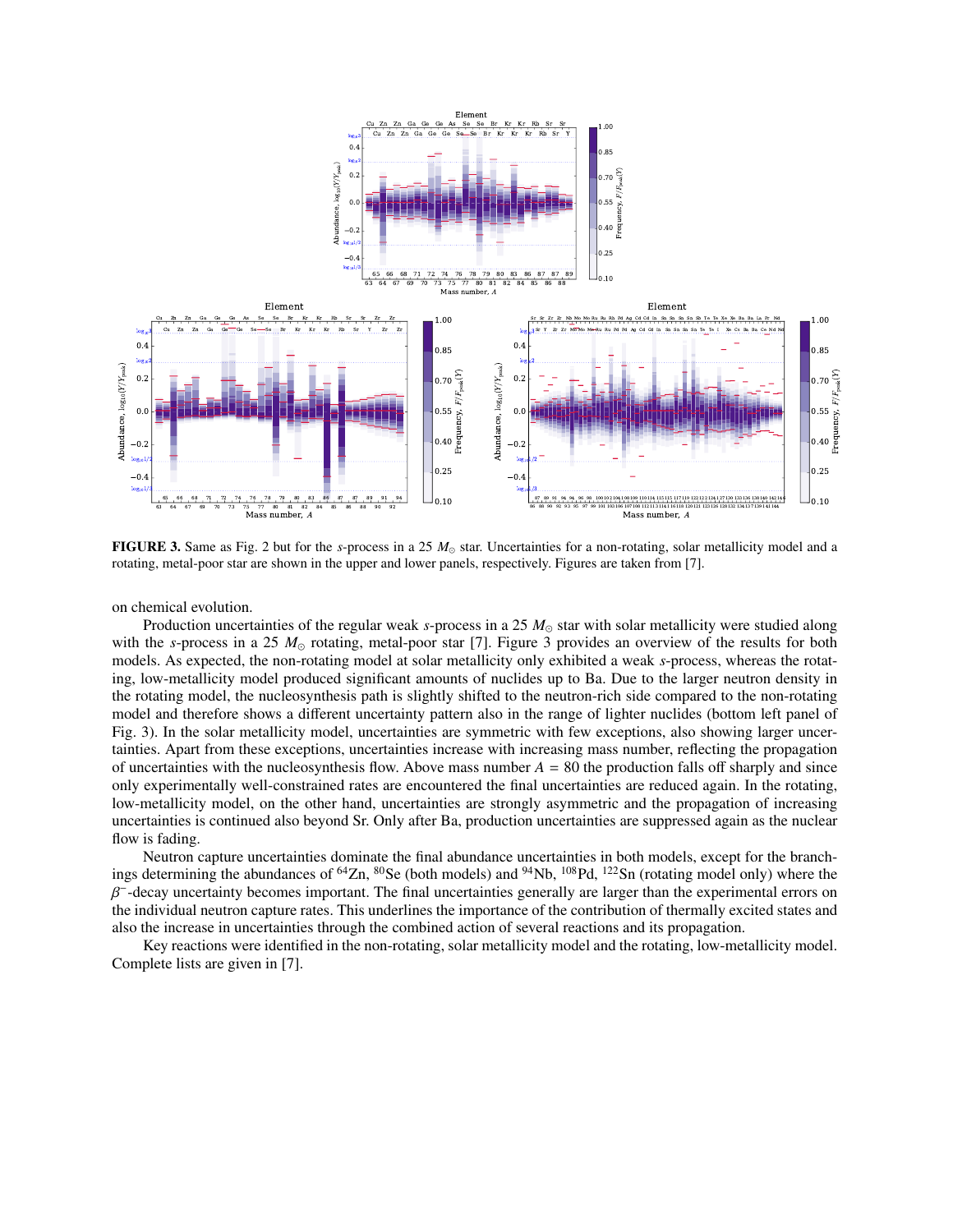**FIGURE 3.** Same as Fig. 2 but for the *s*-process in a 25 $M_\odot$ star. Uncertainties for a non-rotating, solar metallicity model and a rotating, metal-poor star are shown in the upper and lower panels, respectively. Figures are taken from [7].

on chemical evolution.

Production uncertainties of the regular weak *s*-process in a 25 $M_\odot$ star with solar metallicity were studied along with the *s*-process in a 25 $M_\odot$ rotating, metal-poor star [7]. Figure 3 provides an overview of the results for both models. As expected, the non-rotating model at solar metallicity only exhibited a weak *s*-process, whereas the rotating, low-metallicity model produced significant amounts of nuclides up to Ba. Due to the larger neutron density in the rotating model, the nucleosynthesis path is slightly shifted to the neutron-rich side compared to the non-rotating model and therefore shows a different uncertainty pattern also in the range of lighter nuclides (bottom left panel of Fig. 3). In the solar metallicity model, uncertainties are symmetric with few exceptions, also showing larger uncertainties. Apart from these exceptions, uncertainties increase with increasing mass number, reflecting the propagation of uncertainties with the nucleosynthesis flow. Above mass number $A = 80$ the production falls off sharply and since only experimentally well-constrained rates are encountered the final uncertainties are reduced again. In the rotating, low-metallicity model, on the other hand, uncertainties are strongly asymmetric and the propagation of increasing uncertainties is continued also beyond Sr. Only after Ba, production uncertainties are suppressed again as the nuclear flow is fading.

Neutron capture uncertainties dominate the final abundance uncertainties in both models, except for the branchings determining the abundances of $^{64}$Zn, $^{80}$Se (both models) and $^{94}$Nb, $^{108}$Pd, $^{122}$Sn (rotating model only) where the $\beta^-$-decay uncertainty becomes important. The final uncertainties generally are larger than the experimental errors on the individual neutron capture rates. This underlines the importance of the contribution of thermally excited states and also the increase in uncertainties through the combined action of several reactions and its propagation.

Key reactions were identified in the non-rotating, solar metallicity model and the rotating, low-metallicity model. Complete lists are given in [7].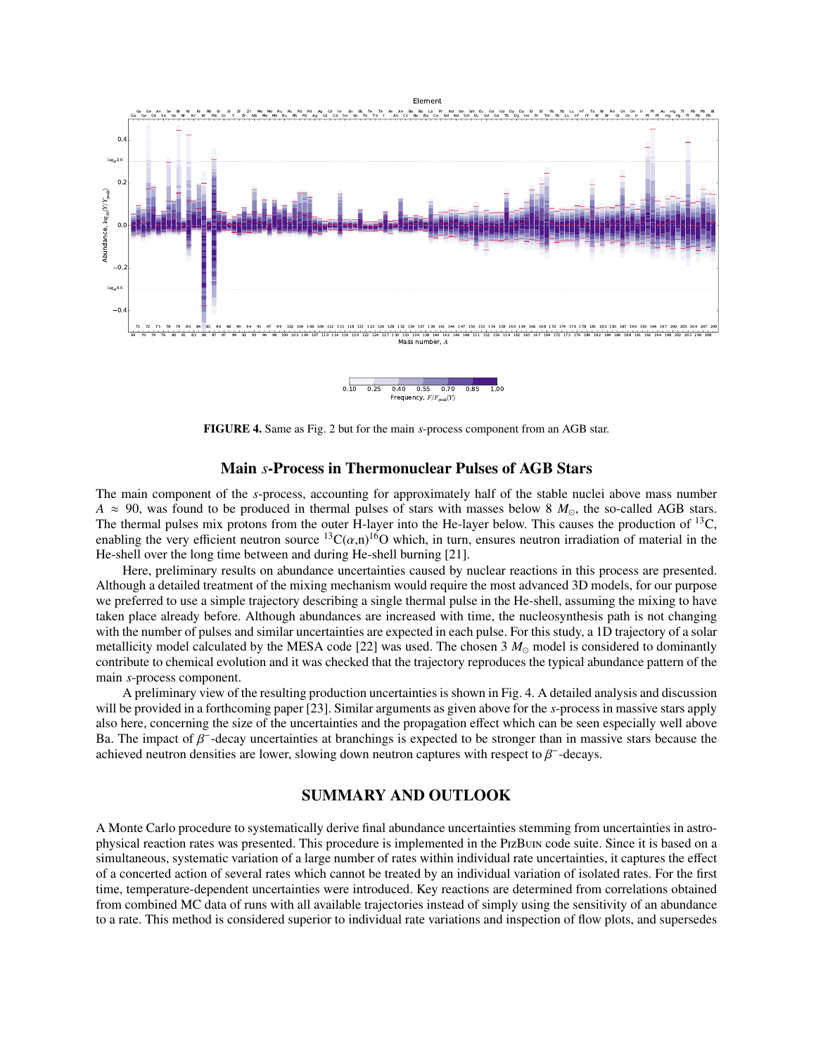**FIGURE 4.** Same as Fig. 2 but for the main *s*-process component from an AGB star.

## Main *s*-Process in Thermonuclear Pulses of AGB Stars

The main component of the *s*-process, accounting for approximately half of the stable nuclei above mass number $A \approx 90$, was found to be produced in thermal pulses of stars with masses below 8 $M_\odot$, the so-called AGB stars. The thermal pulses mix protons from the outer H-layer into the He-layer below. This causes the production of $^{13}$C, enabling the very efficient neutron source $^{13}$C$(\alpha,n)^{16}$O which, in turn, ensures neutron irradiation of material in the He-shell over the long time between and during He-shell burning [21].

Here, preliminary results on abundance uncertainties caused by nuclear reactions in this process are presented. Although a detailed treatment of the mixing mechanism would require the most advanced 3D models, for our purpose we preferred to use a simple trajectory describing a single thermal pulse in the He-shell, assuming the mixing to have taken place already before. Although abundances are increased with time, the nucleosynthesis path is not changing with the number of pulses and similar uncertainties are expected in each pulse. For this study, a 1D trajectory of a solar metallicity model calculated by the MESA code [22] was used. The chosen 3 $M_\odot$ model is considered to dominantly contribute to chemical evolution and it was checked that the trajectory reproduces the typical abundance pattern of the main *s*-process component.

A preliminary view of the resulting production uncertainties is shown in Fig. 4. A detailed analysis and discussion will be provided in a forthcoming paper [23]. Similar arguments as given above for the *s*-process in massive stars apply also here, concerning the size of the uncertainties and the propagation effect which can be seen especially well above Ba. The impact of $\beta^-$-decay uncertainties at branchings is expected to be stronger than in massive stars because the achieved neutron densities are lower, slowing down neutron captures with respect to $\beta^-$-decays.

## SUMMARY AND OUTLOOK

A Monte Carlo procedure to systematically derive final abundance uncertainties stemming from uncertainties in astrophysical reaction rates was presented. This procedure is implemented in the PizBuin code suite. Since it is based on a simultaneous, systematic variation of a large number of rates within individual rate uncertainties, it captures the effect of a concerted action of several rates which cannot be treated by an individual variation of isolated rates. For the first time, temperature-dependent uncertainties were introduced. Key reactions are determined from correlations obtained from combined MC data of runs with all available trajectories instead of simply using the sensitivity of an abundance to a rate. This method is considered superior to individual rate variations and inspection of flow plots, and supersedes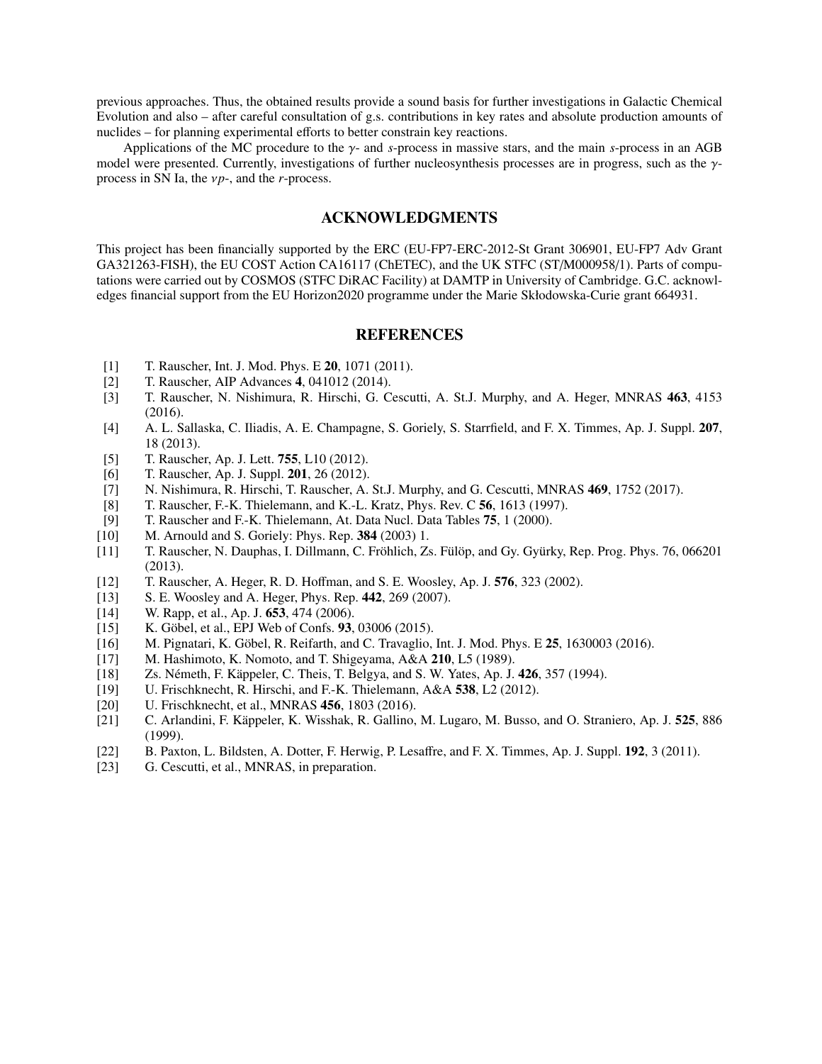previous approaches. Thus, the obtained results provide a sound basis for further investigations in Galactic Chemical Evolution and also – after careful consultation of g.s. contributions in key rates and absolute production amounts of nuclides – for planning experimental efforts to better constrain key reactions.

Applications of the MC procedure to the $\gamma$- and *s*-process in massive stars, and the main *s*-process in an AGB model were presented. Currently, investigations of further nucleosynthesis processes are in progress, such as the $\gamma$-process in SN Ia, the $\nu p$-, and the *r*-process.

## ACKNOWLEDGMENTS

This project has been financially supported by the ERC (EU-FP7-ERC-2012-St Grant 306901, EU-FP7 Adv Grant GA321263-FISH), the EU COST Action CA16117 (ChETEC), and the UK STFC (ST/M000958/1). Parts of computations were carried out by COSMOS (STFC DiRAC Facility) at DAMTP in University of Cambridge. G.C. acknowledges financial support from the EU Horizon2020 programme under the Marie Skłodowska-Curie grant 664931.

## REFERENCES

[1] T. Rauscher, Int. J. Mod. Phys. E **20**, 1071 (2011).

[2] T. Rauscher, AIP Advances **4**, 041012 (2014).

[3] T. Rauscher, N. Nishimura, R. Hirschi, G. Cescutti, A. St.J. Murphy, and A. Heger, MNRAS **463**, 4153 (2016).

[4] A. L. Sallaska, C. Iliadis, A. E. Champagne, S. Goriely, S. Starrfield, and F. X. Timmes, Ap. J. Suppl. **207**, 18 (2013).

[5] T. Rauscher, Ap. J. Lett. **755**, L10 (2012).

[6] T. Rauscher, Ap. J. Suppl. **201**, 26 (2012).

[7] N. Nishimura, R. Hirschi, T. Rauscher, A. St.J. Murphy, and G. Cescutti, MNRAS **469**, 1752 (2017).

[8] T. Rauscher, F.-K. Thielemann, and K.-L. Kratz, Phys. Rev. C **56**, 1613 (1997).

[9] T. Rauscher and F.-K. Thielemann, At. Data Nucl. Data Tables **75**, 1 (2000).

[10] M. Arnould and S. Goriely: Phys. Rep. **384** (2003) 1.

[11] T. Rauscher, N. Dauphas, I. Dillmann, C. Fröhlich, Zs. Fülöp, and Gy. Gyürky, Rep. Prog. Phys. 76, 066201 (2013).

[12] T. Rauscher, A. Heger, R. D. Hoffman, and S. E. Woosley, Ap. J. **576**, 323 (2002).

[13] S. E. Woosley and A. Heger, Phys. Rep. **442**, 269 (2007).

[14] W. Rapp, et al., Ap. J. **653**, 474 (2006).

[15] K. Göbel, et al., EPJ Web of Confs. **93**, 03006 (2015).

[16] M. Pignatari, K. Göbel, R. Reifarth, and C. Travaglio, Int. J. Mod. Phys. E **25**, 1630003 (2016).

[17] M. Hashimoto, K. Nomoto, and T. Shigeyama, A&A **210**, L5 (1989).

[18] Zs. Németh, F. Käppeler, C. Theis, T. Belgya, and S. W. Yates, Ap. J. **426**, 357 (1994).

[19] U. Frischknecht, R. Hirschi, and F.-K. Thielemann, A&A **538**, L2 (2012).

[20] U. Frischknecht, et al., MNRAS **456**, 1803 (2016).

[21] C. Arlandini, F. Käppeler, K. Wisshak, R. Gallino, M. Lugaro, M. Busso, and O. Straniero, Ap. J. **525**, 886 (1999).

[22] B. Paxton, L. Bildsten, A. Dotter, F. Herwig, P. Lesaffre, and F. X. Timmes, Ap. J. Suppl. **192**, 3 (2011).

[23] G. Cescutti, et al., MNRAS, in preparation.